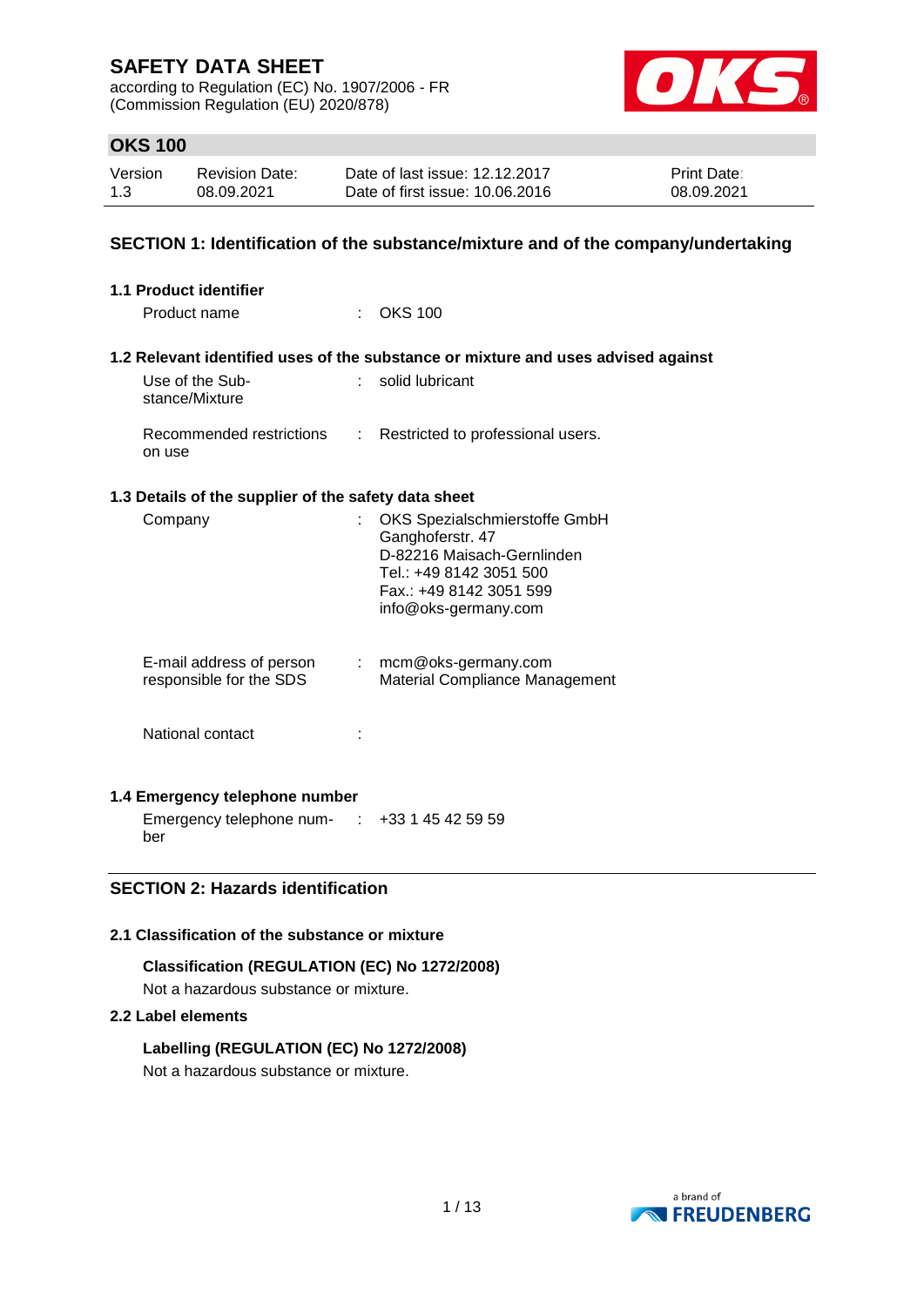# SAFETY DATA SHEET

according to Regulation (EC) No. 1907/2006 - FR
(Commission Regulation (EU) 2020/878)

## OKS 100

| Version | Revision Date: | Date of last issue: 12.12.2017 | Print Date: |
|---|---|---|---|
| 1.3 | 08.09.2021 | Date of first issue: 10.06.2016 | 08.09.2021 |

## SECTION 1: Identification of the substance/mixture and of the company/undertaking

### 1.1 Product identifier

Product name : OKS 100

### 1.2 Relevant identified uses of the substance or mixture and uses advised against

Use of the Substance/Mixture : solid lubricant

Recommended restrictions on use : Restricted to professional users.

### 1.3 Details of the supplier of the safety data sheet

Company : OKS Spezialschmierstoffe GmbH
Ganghoferstr. 47
D-82216 Maisach-Gernlinden
Tel.: +49 8142 3051 500
Fax.: +49 8142 3051 599
info@oks-germany.com

E-mail address of person responsible for the SDS : mcm@oks-germany.com
Material Compliance Management

National contact :

### 1.4 Emergency telephone number

Emergency telephone number : +33 1 45 42 59 59

## SECTION 2: Hazards identification

### 2.1 Classification of the substance or mixture

**Classification (REGULATION (EC) No 1272/2008)**

Not a hazardous substance or mixture.

### 2.2 Label elements

**Labelling (REGULATION (EC) No 1272/2008)**

Not a hazardous substance or mixture.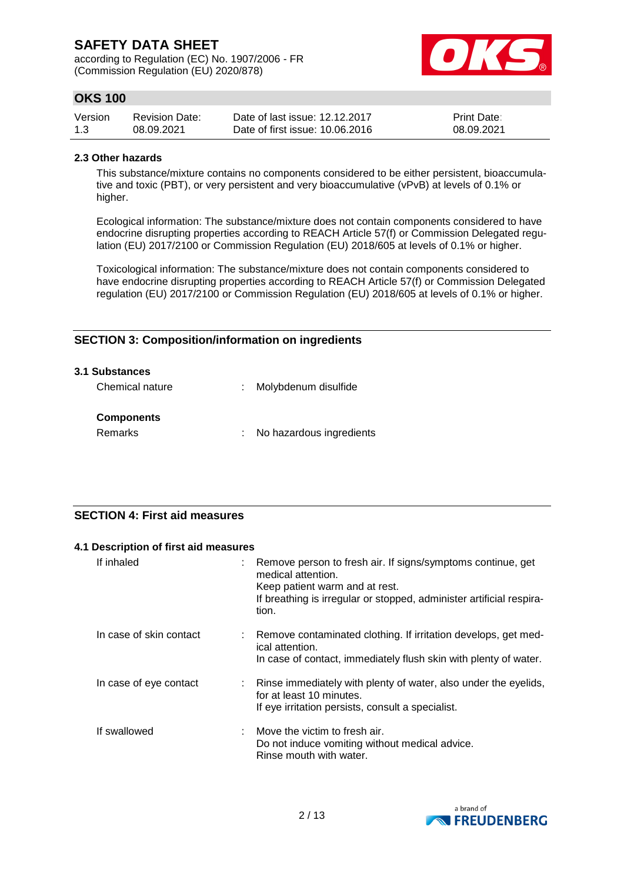### 2.3 Other hazards

This substance/mixture contains no components considered to be either persistent, bioaccumulative and toxic (PBT), or very persistent and very bioaccumulative (vPvB) at levels of 0.1% or higher.

Ecological information: The substance/mixture does not contain components considered to have endocrine disrupting properties according to REACH Article 57(f) or Commission Delegated regulation (EU) 2017/2100 or Commission Regulation (EU) 2018/605 at levels of 0.1% or higher.

Toxicological information: The substance/mixture does not contain components considered to have endocrine disrupting properties according to REACH Article 57(f) or Commission Delegated regulation (EU) 2017/2100 or Commission Regulation (EU) 2018/605 at levels of 0.1% or higher.

## SECTION 3: Composition/information on ingredients

### 3.1 Substances

Chemical nature : Molybdenum disulfide

**Components**

Remarks : No hazardous ingredients

## SECTION 4: First aid measures

### 4.1 Description of first aid measures

| | |
|---|---|
| If inhaled | : Remove person to fresh air. If signs/symptoms continue, get medical attention. Keep patient warm and at rest. If breathing is irregular or stopped, administer artificial respiration. |
| In case of skin contact | : Remove contaminated clothing. If irritation develops, get medical attention. In case of contact, immediately flush skin with plenty of water. |
| In case of eye contact | : Rinse immediately with plenty of water, also under the eyelids, for at least 10 minutes. If eye irritation persists, consult a specialist. |
| If swallowed | : Move the victim to fresh air. Do not induce vomiting without medical advice. Rinse mouth with water. |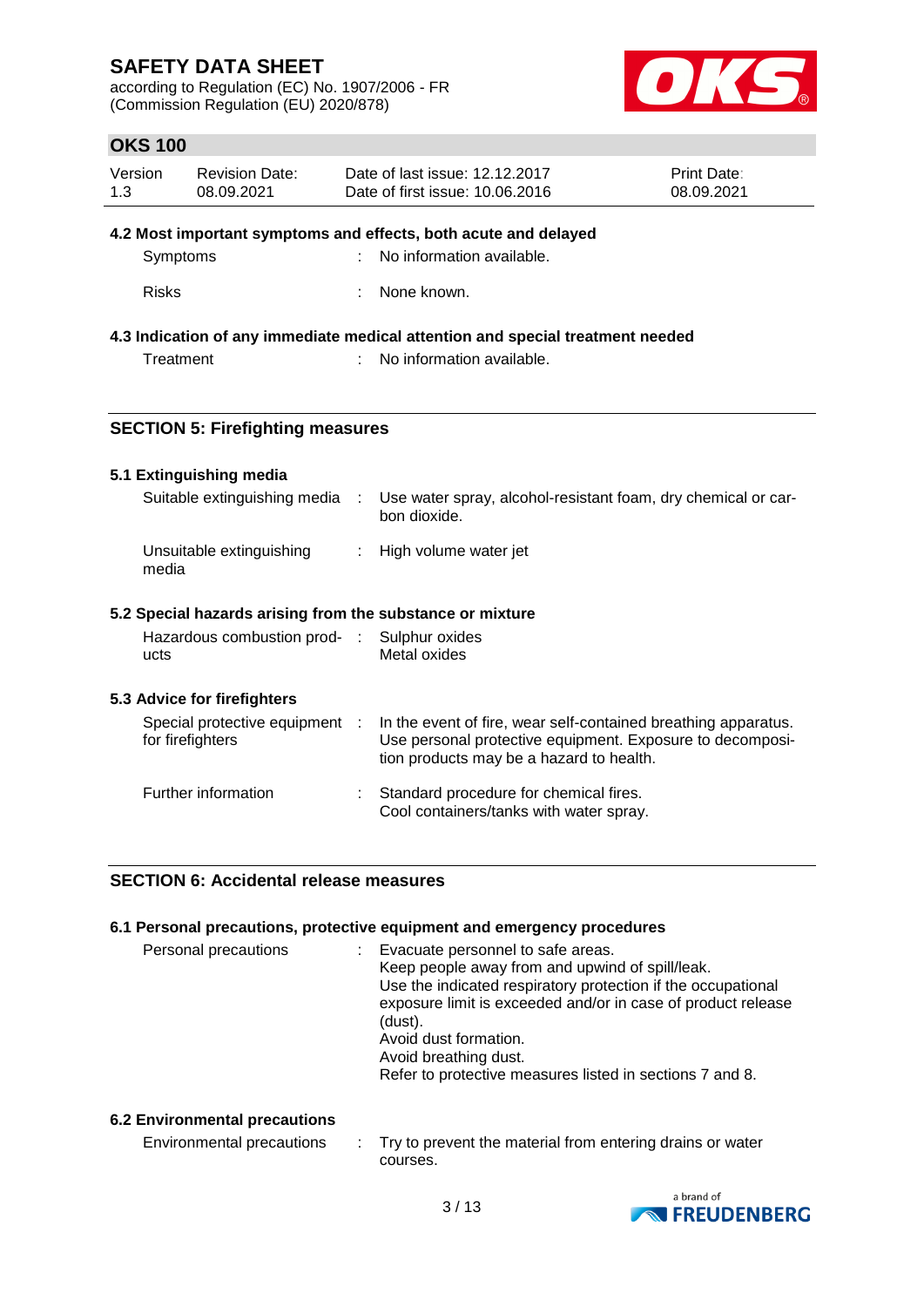### 4.2 Most important symptoms and effects, both acute and delayed

| | |
|---|---|
| Symptoms | : No information available. |
| Risks | : None known. |

### 4.3 Indication of any immediate medical attention and special treatment needed

| | |
|---|---|
| Treatment | : No information available. |

## SECTION 5: Firefighting measures

### 5.1 Extinguishing media

| | |
|---|---|
| Suitable extinguishing media | : Use water spray, alcohol-resistant foam, dry chemical or carbon dioxide. |
| Unsuitable extinguishing media | : High volume water jet |

### 5.2 Special hazards arising from the substance or mixture

| | |
|---|---|
| Hazardous combustion products | : Sulphur oxides<br>Metal oxides |

### 5.3 Advice for firefighters

| | |
|---|---|
| Special protective equipment for firefighters | : In the event of fire, wear self-contained breathing apparatus. Use personal protective equipment. Exposure to decomposition products may be a hazard to health. |
| Further information | : Standard procedure for chemical fires.<br>Cool containers/tanks with water spray. |

## SECTION 6: Accidental release measures

### 6.1 Personal precautions, protective equipment and emergency procedures

| | |
|---|---|
| Personal precautions | : Evacuate personnel to safe areas.<br>Keep people away from and upwind of spill/leak.<br>Use the indicated respiratory protection if the occupational exposure limit is exceeded and/or in case of product release (dust).<br>Avoid dust formation.<br>Avoid breathing dust.<br>Refer to protective measures listed in sections 7 and 8. |

### 6.2 Environmental precautions

| | |
|---|---|
| Environmental precautions | : Try to prevent the material from entering drains or water courses. |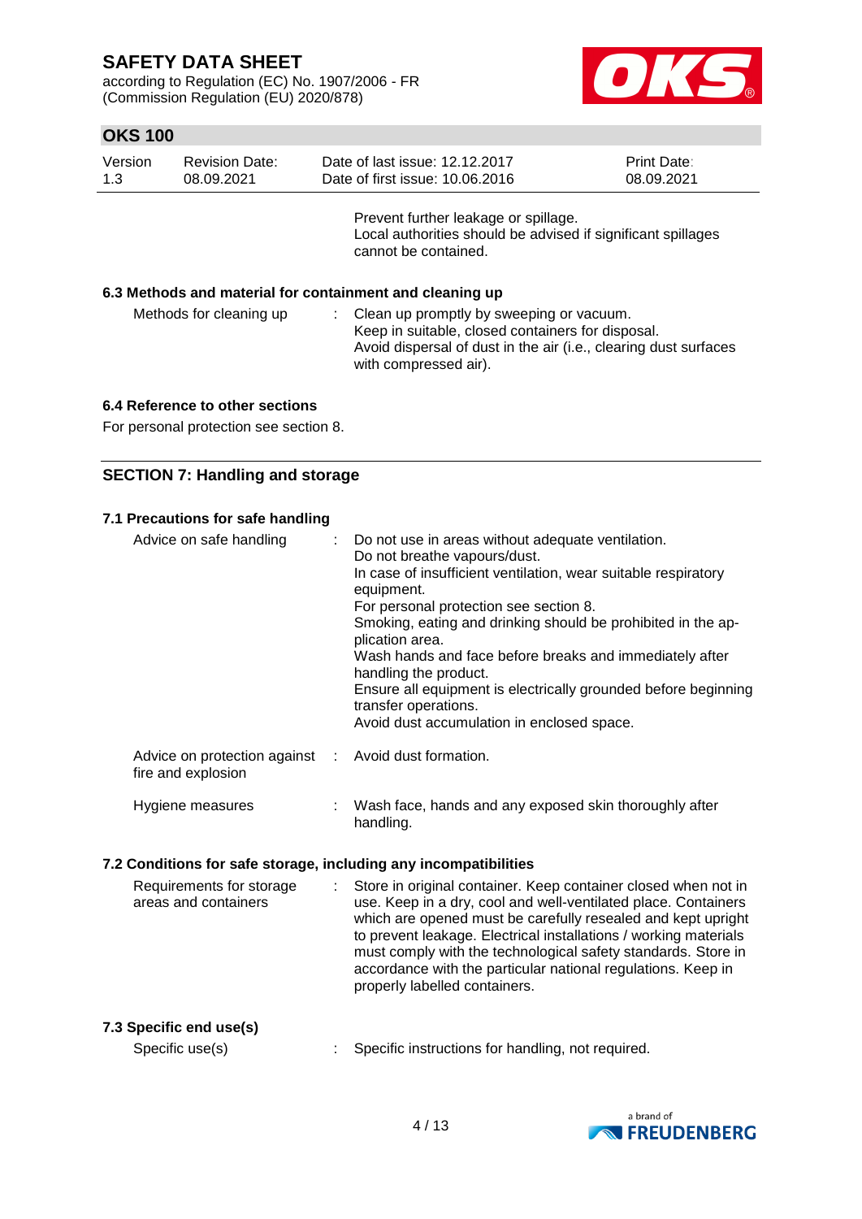Prevent further leakage or spillage.
Local authorities should be advised if significant spillages cannot be contained.

### 6.3 Methods and material for containment and cleaning up

| | |
|---|---|
| Methods for cleaning up | : Clean up promptly by sweeping or vacuum. Keep in suitable, closed containers for disposal. Avoid dispersal of dust in the air (i.e., clearing dust surfaces with compressed air). |

### 6.4 Reference to other sections

For personal protection see section 8.

## SECTION 7: Handling and storage

### 7.1 Precautions for safe handling

| | |
|---|---|
| Advice on safe handling | : Do not use in areas without adequate ventilation. Do not breathe vapours/dust. In case of insufficient ventilation, wear suitable respiratory equipment. For personal protection see section 8. Smoking, eating and drinking should be prohibited in the application area. Wash hands and face before breaks and immediately after handling the product. Ensure all equipment is electrically grounded before beginning transfer operations. Avoid dust accumulation in enclosed space. |
| Advice on protection against fire and explosion | : Avoid dust formation. |
| Hygiene measures | : Wash face, hands and any exposed skin thoroughly after handling. |

### 7.2 Conditions for safe storage, including any incompatibilities

| | |
|---|---|
| Requirements for storage areas and containers | : Store in original container. Keep container closed when not in use. Keep in a dry, cool and well-ventilated place. Containers which are opened must be carefully resealed and kept upright to prevent leakage. Electrical installations / working materials must comply with the technological safety standards. Store in accordance with the particular national regulations. Keep in properly labelled containers. |

### 7.3 Specific end use(s)

| | |
|---|---|
| Specific use(s) | : Specific instructions for handling, not required. |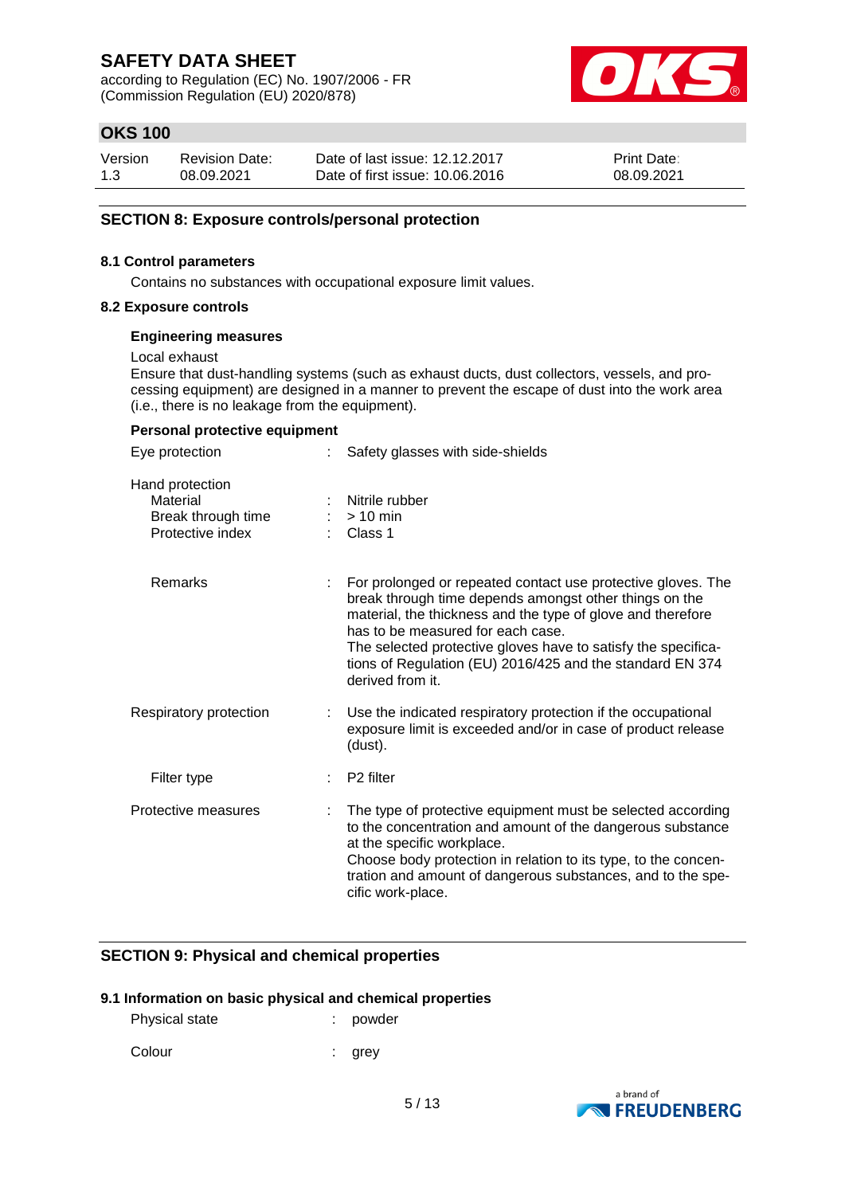## SECTION 8: Exposure controls/personal protection

### 8.1 Control parameters

Contains no substances with occupational exposure limit values.

### 8.2 Exposure controls

**Engineering measures**

Local exhaust
Ensure that dust-handling systems (such as exhaust ducts, dust collectors, vessels, and processing equipment) are designed in a manner to prevent the escape of dust into the work area (i.e., there is no leakage from the equipment).

**Personal protective equipment**

Eye protection : Safety glasses with side-shields

Hand protection
- Material : Nitrile rubber
- Break through time : > 10 min
- Protective index : Class 1

- Remarks : For prolonged or repeated contact use protective gloves. The break through time depends amongst other things on the material, the thickness and the type of glove and therefore has to be measured for each case.
  The selected protective gloves have to satisfy the specifications of Regulation (EU) 2016/425 and the standard EN 374 derived from it.

Respiratory protection : Use the indicated respiratory protection if the occupational exposure limit is exceeded and/or in case of product release (dust).

- Filter type : P2 filter

Protective measures : The type of protective equipment must be selected according to the concentration and amount of the dangerous substance at the specific workplace.
Choose body protection in relation to its type, to the concentration and amount of dangerous substances, and to the specific work-place.

## SECTION 9: Physical and chemical properties

### 9.1 Information on basic physical and chemical properties

Physical state : powder

Colour : grey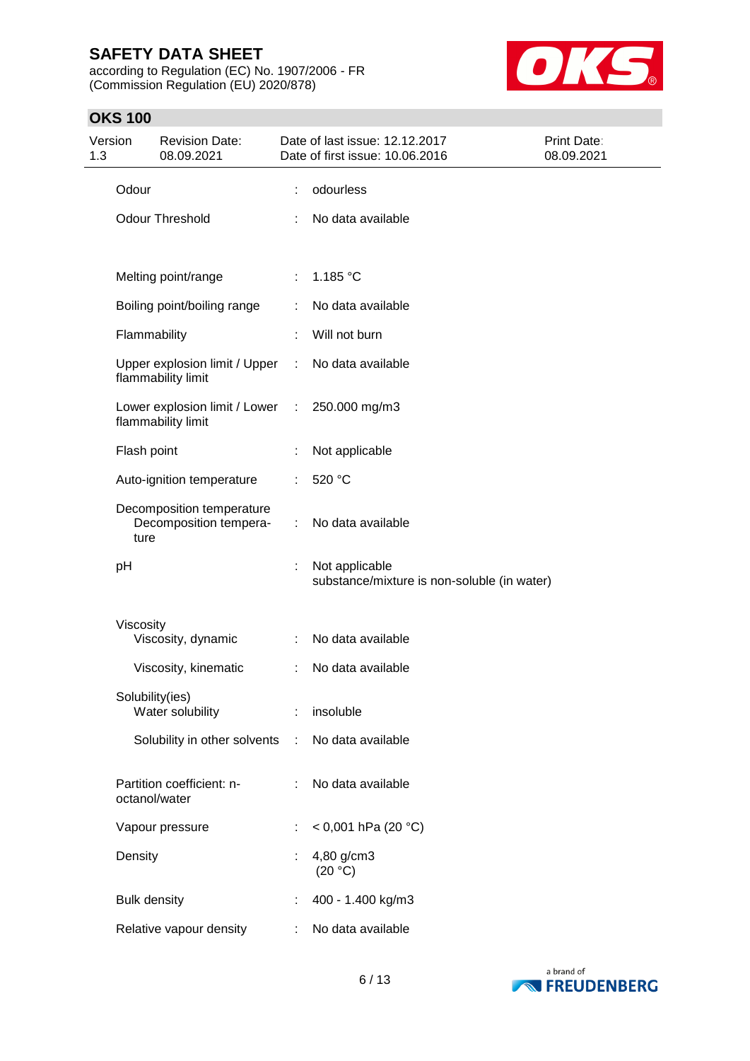| Property | | Value |
|---|---|---|
| Odour | : | odourless |
| Odour Threshold | : | No data available |
| Melting point/range | : | 1.185 °C |
| Boiling point/boiling range | : | No data available |
| Flammability | : | Will not burn |
| Upper explosion limit / Upper flammability limit | : | No data available |
| Lower explosion limit / Lower flammability limit | : | 250.000 mg/m3 |
| Flash point | : | Not applicable |
| Auto-ignition temperature | : | 520 °C |
| Decomposition temperature<br>Decomposition temperature | : | No data available |
| pH | : | Not applicable<br>substance/mixture is non-soluble (in water) |
| Viscosity<br>Viscosity, dynamic | : | No data available |
| Viscosity, kinematic | : | No data available |
| Solubility(ies)<br>Water solubility | : | insoluble |
| Solubility in other solvents | : | No data available |
| Partition coefficient: n-octanol/water | : | No data available |
| Vapour pressure | : | < 0,001 hPa (20 °C) |
| Density | : | 4,80 g/cm3<br>(20 °C) |
| Bulk density | : | 400 - 1.400 kg/m3 |
| Relative vapour density | : | No data available |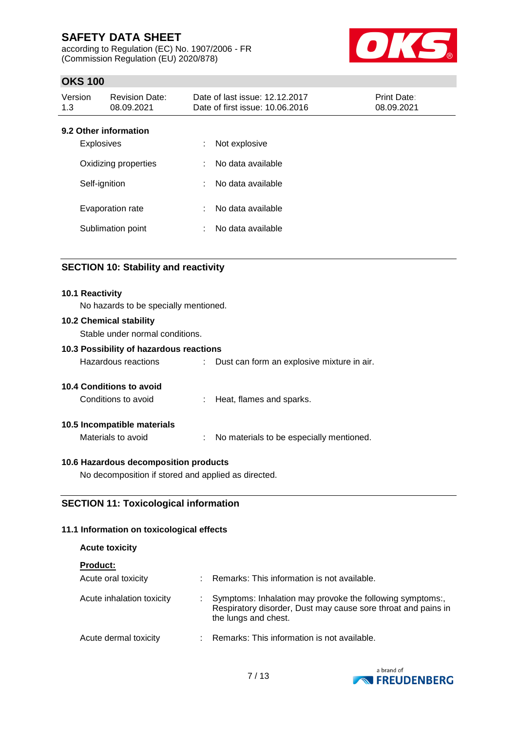### 9.2 Other information

| | | |
|---|---|---|
| Explosives | : | Not explosive |
| Oxidizing properties | : | No data available |
| Self-ignition | : | No data available |
| Evaporation rate | : | No data available |
| Sublimation point | : | No data available |

## SECTION 10: Stability and reactivity

### 10.1 Reactivity

No hazards to be specially mentioned.

### 10.2 Chemical stability

Stable under normal conditions.

### 10.3 Possibility of hazardous reactions

Hazardous reactions : Dust can form an explosive mixture in air.

### 10.4 Conditions to avoid

Conditions to avoid : Heat, flames and sparks.

### 10.5 Incompatible materials

Materials to avoid : No materials to be especially mentioned.

### 10.6 Hazardous decomposition products

No decomposition if stored and applied as directed.

## SECTION 11: Toxicological information

### 11.1 Information on toxicological effects

**Acute toxicity**

**Product:**

| | | |
|---|---|---|
| Acute oral toxicity | : | Remarks: This information is not available. |
| Acute inhalation toxicity | : | Symptoms: Inhalation may provoke the following symptoms:, Respiratory disorder, Dust may cause sore throat and pains in the lungs and chest. |
| Acute dermal toxicity | : | Remarks: This information is not available. |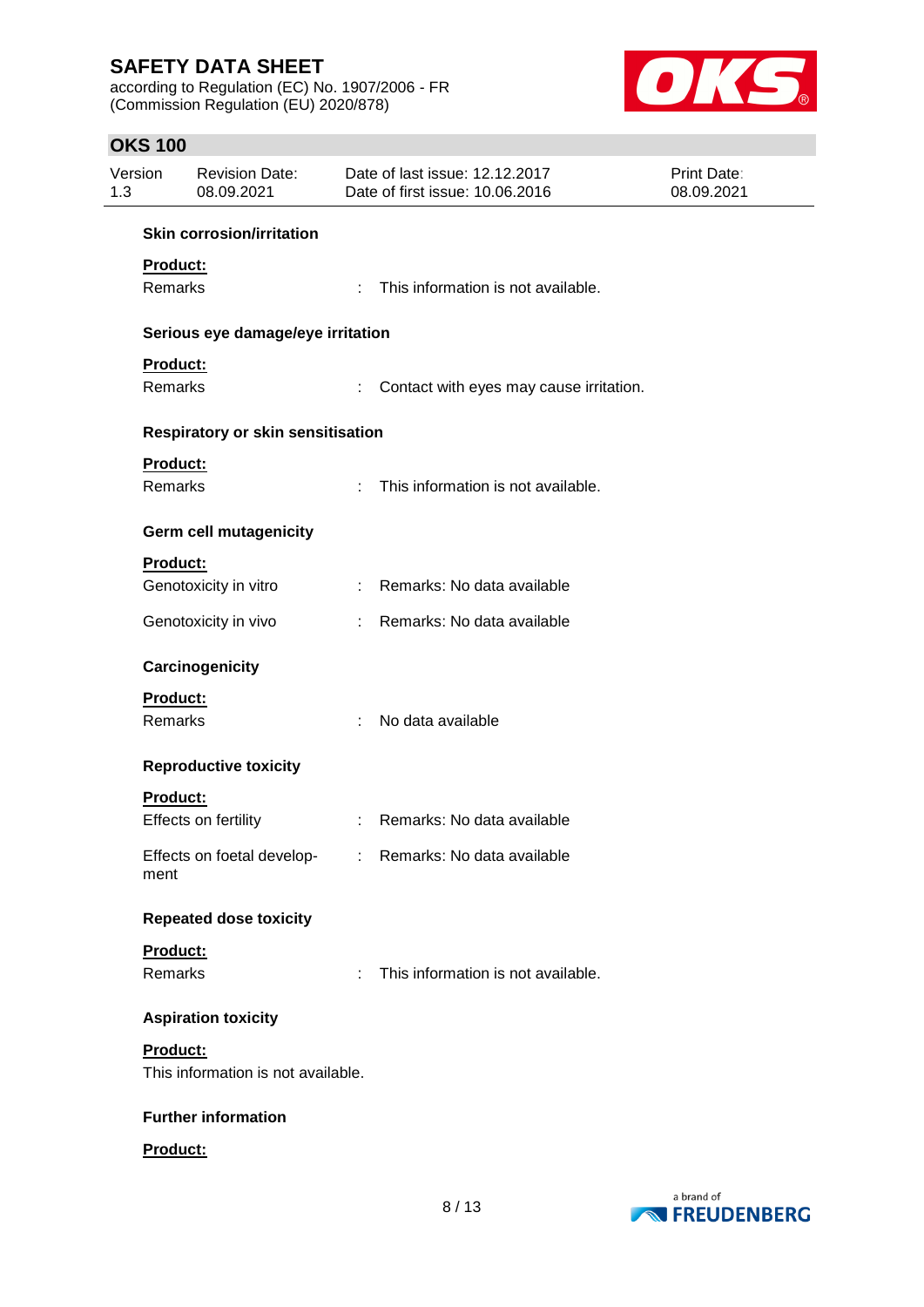**Skin corrosion/irritation**

**Product:**

Remarks : This information is not available.

**Serious eye damage/eye irritation**

**Product:**

Remarks : Contact with eyes may cause irritation.

**Respiratory or skin sensitisation**

**Product:**

Remarks : This information is not available.

**Germ cell mutagenicity**

**Product:**

Genotoxicity in vitro : Remarks: No data available

Genotoxicity in vivo : Remarks: No data available

**Carcinogenicity**

**Product:**

Remarks : No data available

**Reproductive toxicity**

**Product:**

Effects on fertility : Remarks: No data available

Effects on foetal development : Remarks: No data available

**Repeated dose toxicity**

**Product:**

Remarks : This information is not available.

**Aspiration toxicity**

**Product:**

This information is not available.

**Further information**

**Product:**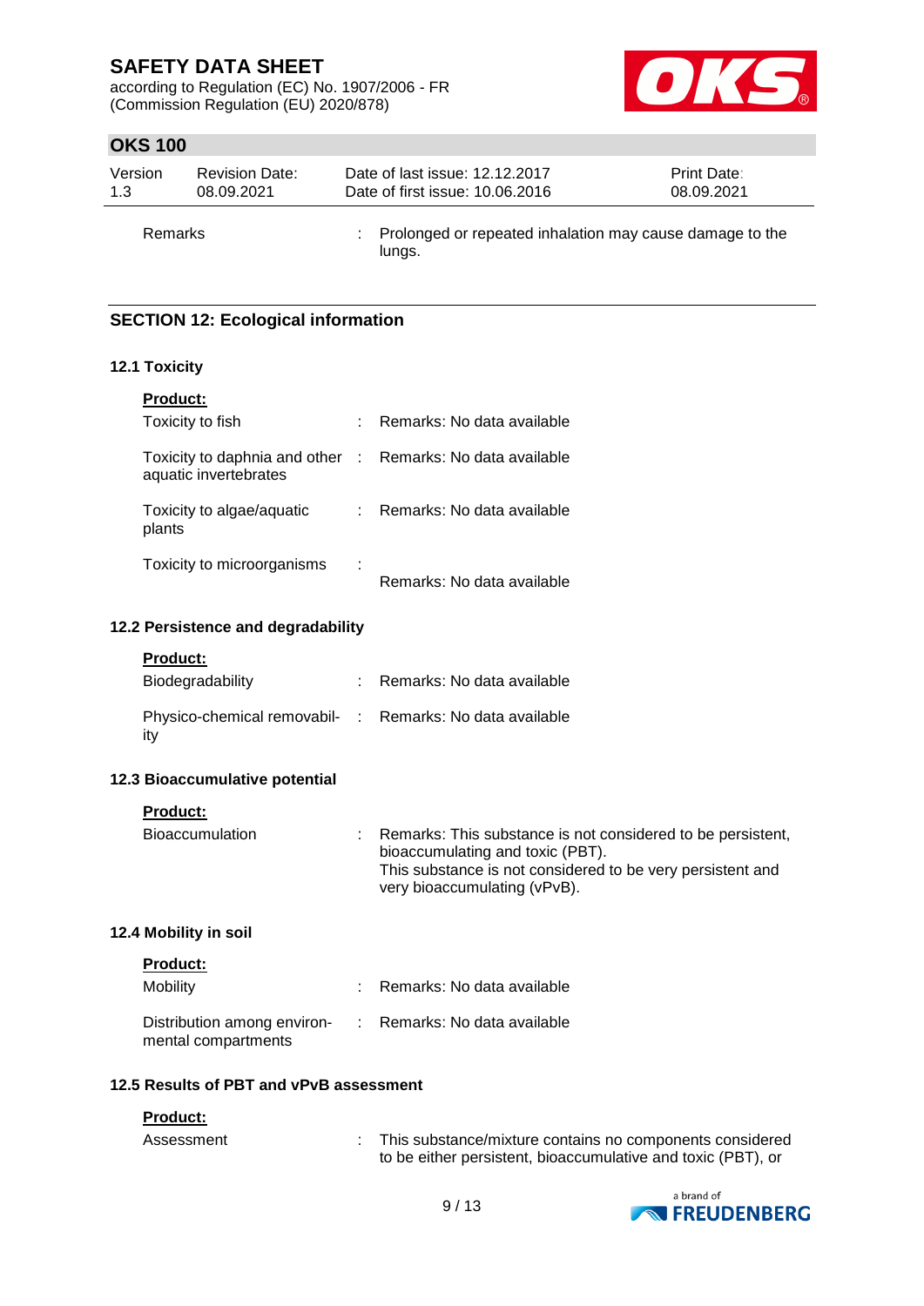Remarks : Prolonged or repeated inhalation may cause damage to the lungs.

## SECTION 12: Ecological information

### 12.1 Toxicity

**Product:**

| | |
|---|---|
| Toxicity to fish | Remarks: No data available |
| Toxicity to daphnia and other aquatic invertebrates | Remarks: No data available |
| Toxicity to algae/aquatic plants | Remarks: No data available |
| Toxicity to microorganisms | Remarks: No data available |

### 12.2 Persistence and degradability

**Product:**

| | |
|---|---|
| Biodegradability | Remarks: No data available |
| Physico-chemical removability | Remarks: No data available |

### 12.3 Bioaccumulative potential

**Product:**

| | |
|---|---|
| Bioaccumulation | Remarks: This substance is not considered to be persistent, bioaccumulating and toxic (PBT). This substance is not considered to be very persistent and very bioaccumulating (vPvB). |

### 12.4 Mobility in soil

**Product:**

| | |
|---|---|
| Mobility | Remarks: No data available |
| Distribution among environmental compartments | Remarks: No data available |

### 12.5 Results of PBT and vPvB assessment

**Product:**

| | |
|---|---|
| Assessment | This substance/mixture contains no components considered to be either persistent, bioaccumulative and toxic (PBT), or |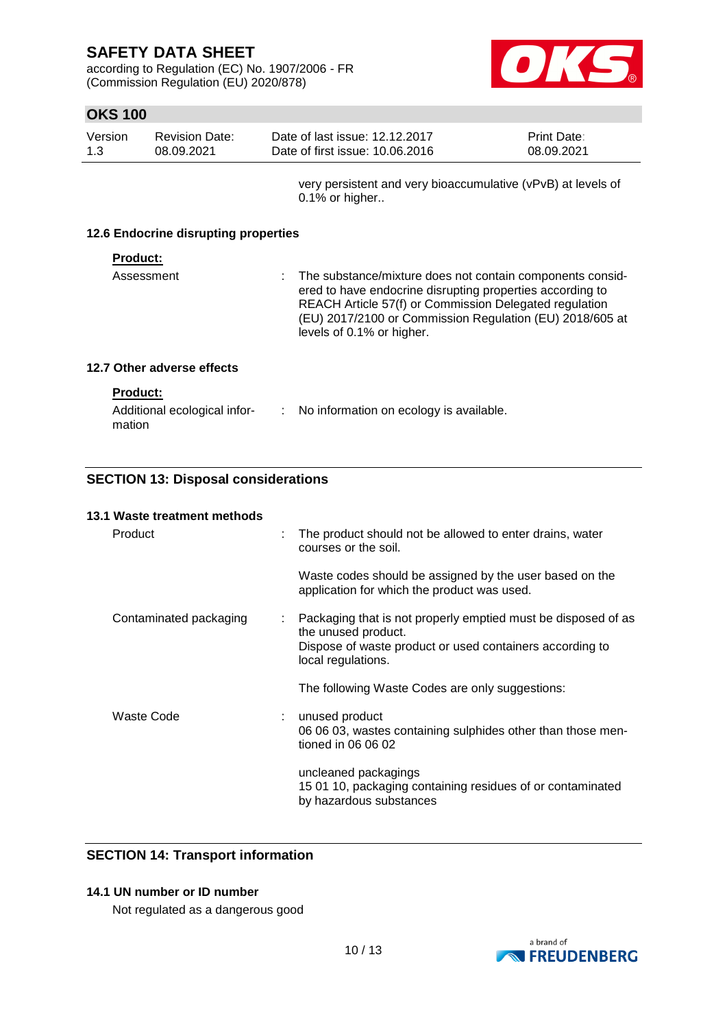very persistent and very bioaccumulative (vPvB) at levels of 0.1% or higher..

### 12.6 Endocrine disrupting properties

**Product:**

Assessment : The substance/mixture does not contain components considered to have endocrine disrupting properties according to REACH Article 57(f) or Commission Delegated regulation (EU) 2017/2100 or Commission Regulation (EU) 2018/605 at levels of 0.1% or higher.

### 12.7 Other adverse effects

**Product:**

Additional ecological information : No information on ecology is available.

## SECTION 13: Disposal considerations

### 13.1 Waste treatment methods

Product : The product should not be allowed to enter drains, water courses or the soil.

Waste codes should be assigned by the user based on the application for which the product was used.

Contaminated packaging : Packaging that is not properly emptied must be disposed of as the unused product.
Dispose of waste product or used containers according to local regulations.

The following Waste Codes are only suggestions:

Waste Code : unused product
06 06 03, wastes containing sulphides other than those mentioned in 06 06 02

uncleaned packagings
15 01 10, packaging containing residues of or contaminated by hazardous substances

## SECTION 14: Transport information

### 14.1 UN number or ID number

Not regulated as a dangerous good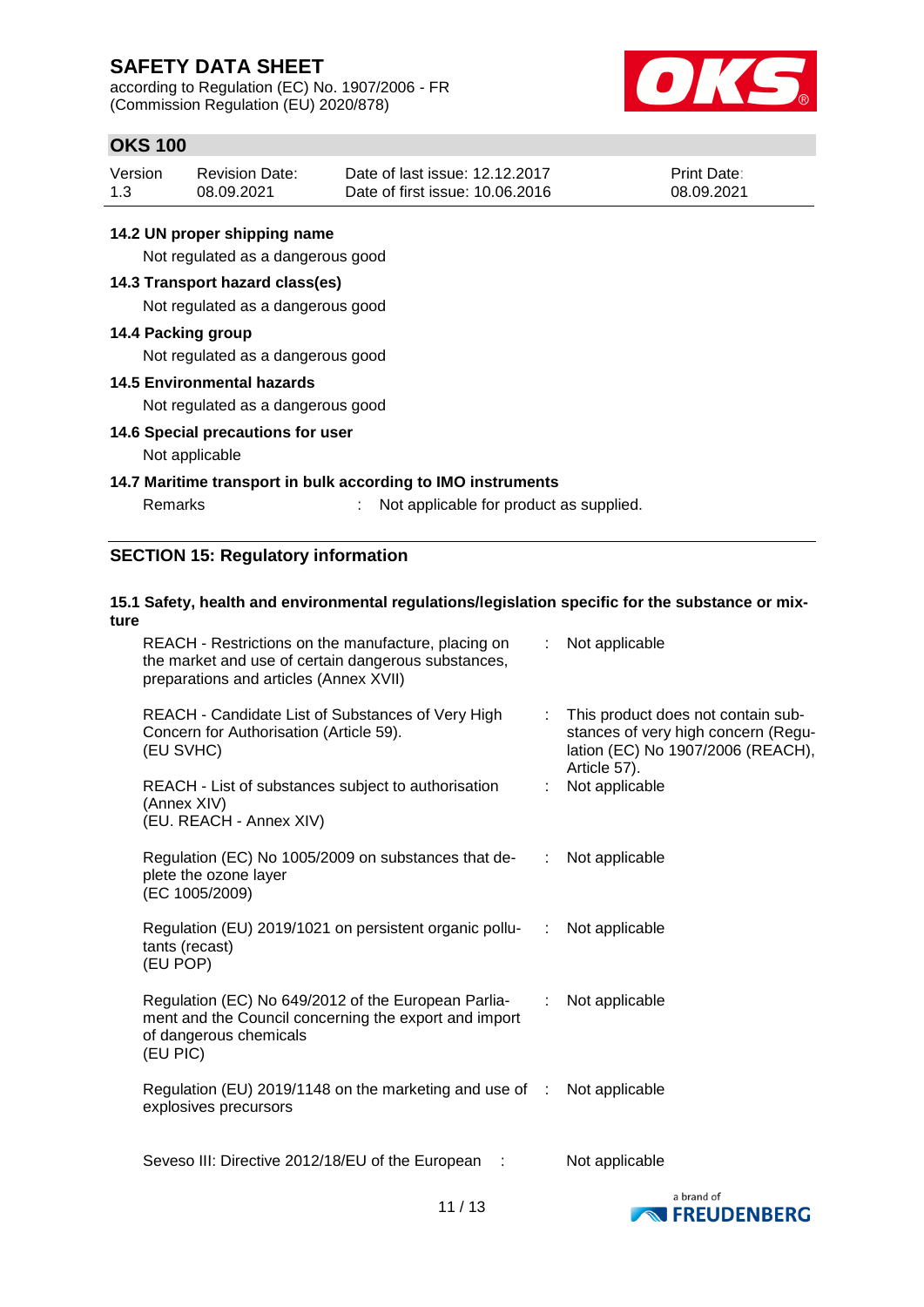#### 14.2 UN proper shipping name

Not regulated as a dangerous good

#### 14.3 Transport hazard class(es)

Not regulated as a dangerous good

#### 14.4 Packing group

Not regulated as a dangerous good

#### 14.5 Environmental hazards

Not regulated as a dangerous good

#### 14.6 Special precautions for user

Not applicable

#### 14.7 Maritime transport in bulk according to IMO instruments

Remarks : Not applicable for product as supplied.

## SECTION 15: Regulatory information

### 15.1 Safety, health and environmental regulations/legislation specific for the substance or mixture

| | |
|---|---|
| REACH - Restrictions on the manufacture, placing on the market and use of certain dangerous substances, preparations and articles (Annex XVII) | : Not applicable |
| REACH - Candidate List of Substances of Very High Concern for Authorisation (Article 59). (EU SVHC) | : This product does not contain substances of very high concern (Regulation (EC) No 1907/2006 (REACH), Article 57). |
| REACH - List of substances subject to authorisation (Annex XIV) (EU. REACH - Annex XIV) | : Not applicable |
| Regulation (EC) No 1005/2009 on substances that deplete the ozone layer (EC 1005/2009) | : Not applicable |
| Regulation (EU) 2019/1021 on persistent organic pollutants (recast) (EU POP) | : Not applicable |
| Regulation (EC) No 649/2012 of the European Parliament and the Council concerning the export and import of dangerous chemicals (EU PIC) | : Not applicable |
| Regulation (EU) 2019/1148 on the marketing and use of explosives precursors | : Not applicable |
| Seveso III: Directive 2012/18/EU of the European | : Not applicable |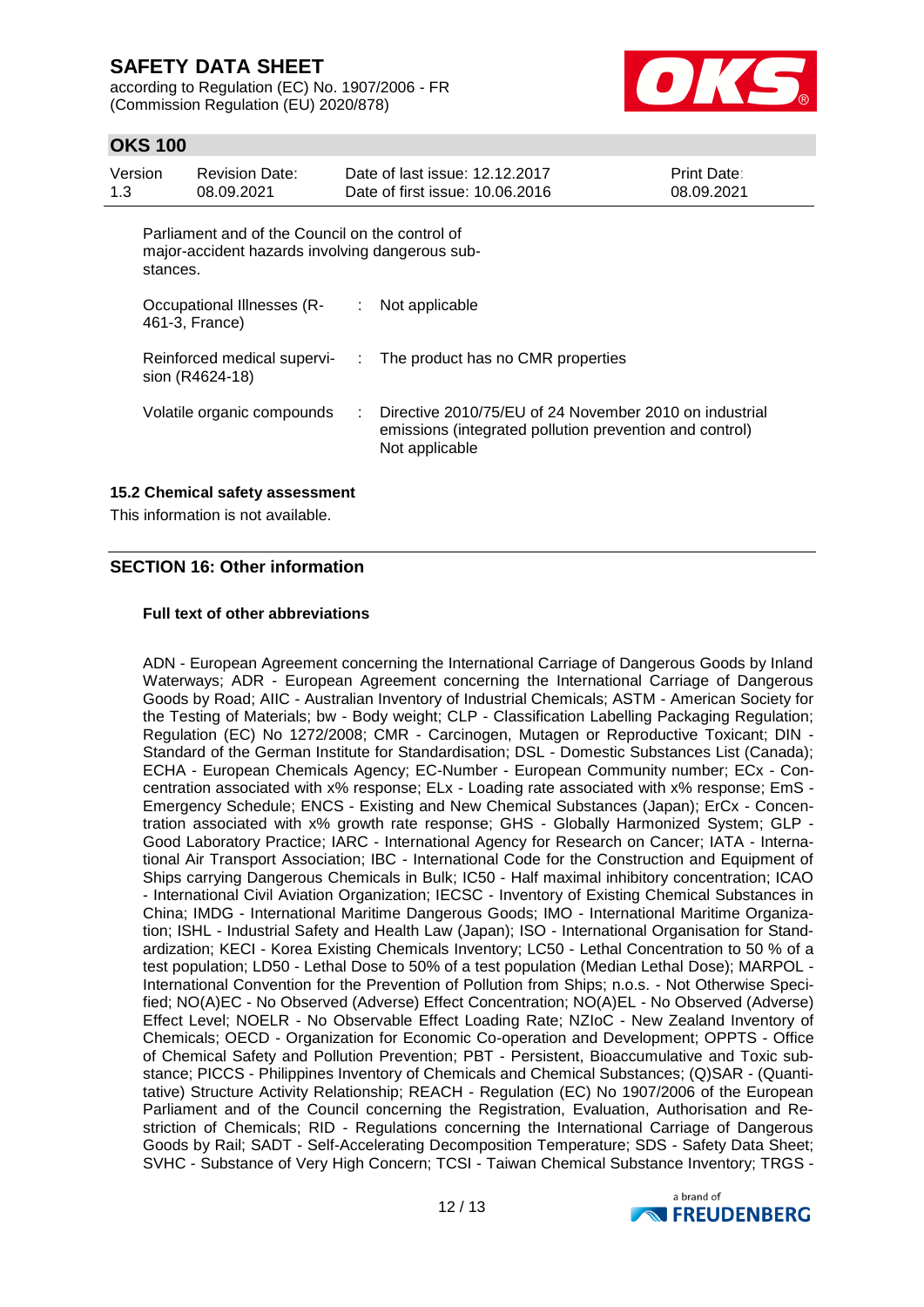Parliament and of the Council on the control of major-accident hazards involving dangerous substances.

| | | |
|---|---|---|
| Occupational Illnesses (R-461-3, France) | : | Not applicable |
| Reinforced medical supervision (R4624-18) | : | The product has no CMR properties |
| Volatile organic compounds | : | Directive 2010/75/EU of 24 November 2010 on industrial emissions (integrated pollution prevention and control)<br>Not applicable |

### 15.2 Chemical safety assessment

This information is not available.

## SECTION 16: Other information

### Full text of other abbreviations

ADN - European Agreement concerning the International Carriage of Dangerous Goods by Inland Waterways; ADR - European Agreement concerning the International Carriage of Dangerous Goods by Road; AIIC - Australian Inventory of Industrial Chemicals; ASTM - American Society for the Testing of Materials; bw - Body weight; CLP - Classification Labelling Packaging Regulation; Regulation (EC) No 1272/2008; CMR - Carcinogen, Mutagen or Reproductive Toxicant; DIN - Standard of the German Institute for Standardisation; DSL - Domestic Substances List (Canada); ECHA - European Chemicals Agency; EC-Number - European Community number; ECx - Concentration associated with x% response; ELx - Loading rate associated with x% response; EmS - Emergency Schedule; ENCS - Existing and New Chemical Substances (Japan); ErCx - Concentration associated with x% growth rate response; GHS - Globally Harmonized System; GLP - Good Laboratory Practice; IARC - International Agency for Research on Cancer; IATA - International Air Transport Association; IBC - International Code for the Construction and Equipment of Ships carrying Dangerous Chemicals in Bulk; IC50 - Half maximal inhibitory concentration; ICAO - International Civil Aviation Organization; IECSC - Inventory of Existing Chemical Substances in China; IMDG - International Maritime Dangerous Goods; IMO - International Maritime Organization; ISHL - Industrial Safety and Health Law (Japan); ISO - International Organisation for Standardization; KECI - Korea Existing Chemicals Inventory; LC50 - Lethal Concentration to 50 % of a test population; LD50 - Lethal Dose to 50% of a test population (Median Lethal Dose); MARPOL - International Convention for the Prevention of Pollution from Ships; n.o.s. - Not Otherwise Specified; NO(A)EC - No Observed (Adverse) Effect Concentration; NO(A)EL - No Observed (Adverse) Effect Level; NOELR - No Observable Effect Loading Rate; NZIoC - New Zealand Inventory of Chemicals; OECD - Organization for Economic Co-operation and Development; OPPTS - Office of Chemical Safety and Pollution Prevention; PBT - Persistent, Bioaccumulative and Toxic substance; PICCS - Philippines Inventory of Chemicals and Chemical Substances; (Q)SAR - (Quantitative) Structure Activity Relationship; REACH - Regulation (EC) No 1907/2006 of the European Parliament and of the Council concerning the Registration, Evaluation, Authorisation and Restriction of Chemicals; RID - Regulations concerning the International Carriage of Dangerous Goods by Rail; SADT - Self-Accelerating Decomposition Temperature; SDS - Safety Data Sheet; SVHC - Substance of Very High Concern; TCSI - Taiwan Chemical Substance Inventory; TRGS -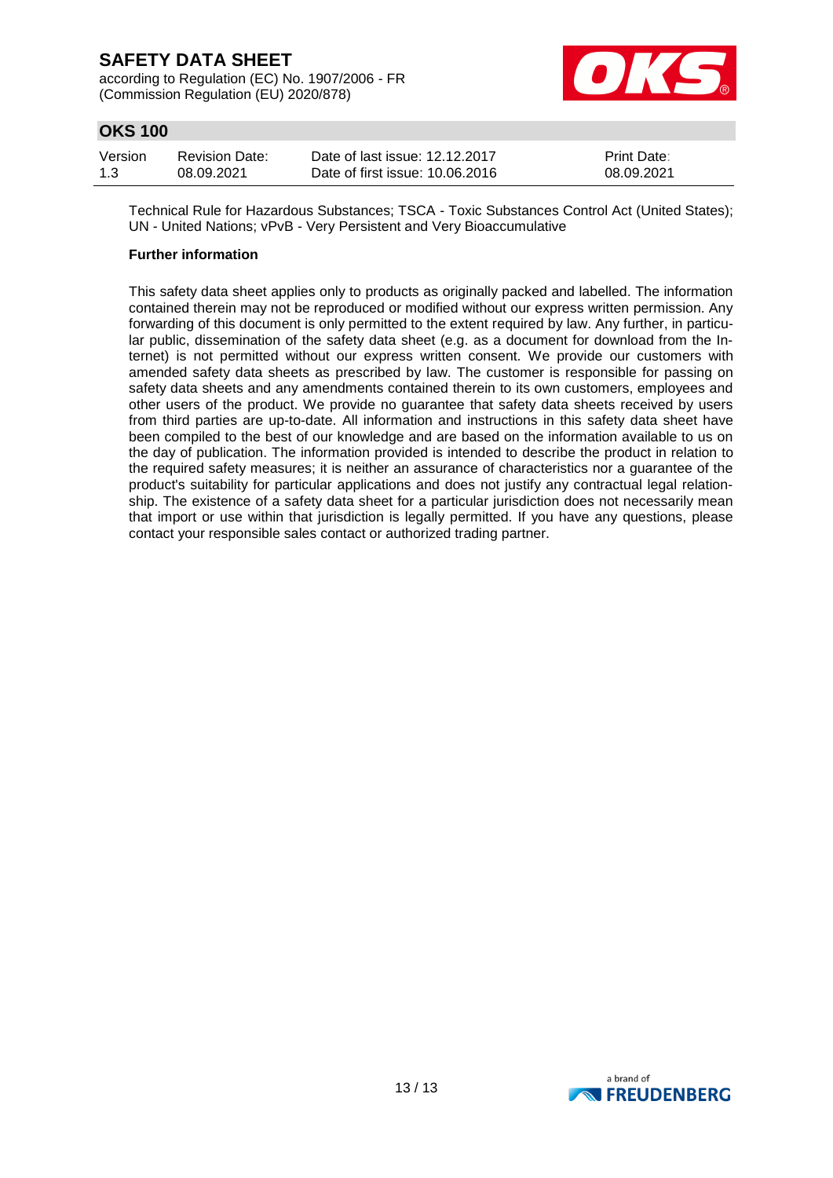Technical Rule for Hazardous Substances; TSCA - Toxic Substances Control Act (United States); UN - United Nations; vPvB - Very Persistent and Very Bioaccumulative

**Further information**

This safety data sheet applies only to products as originally packed and labelled. The information contained therein may not be reproduced or modified without our express written permission. Any forwarding of this document is only permitted to the extent required by law. Any further, in particular public, dissemination of the safety data sheet (e.g. as a document for download from the Internet) is not permitted without our express written consent. We provide our customers with amended safety data sheets as prescribed by law. The customer is responsible for passing on safety data sheets and any amendments contained therein to its own customers, employees and other users of the product. We provide no guarantee that safety data sheets received by users from third parties are up-to-date. All information and instructions in this safety data sheet have been compiled to the best of our knowledge and are based on the information available to us on the day of publication. The information provided is intended to describe the product in relation to the required safety measures; it is neither an assurance of characteristics nor a guarantee of the product's suitability for particular applications and does not justify any contractual legal relationship. The existence of a safety data sheet for a particular jurisdiction does not necessarily mean that import or use within that jurisdiction is legally permitted. If you have any questions, please contact your responsible sales contact or authorized trading partner.